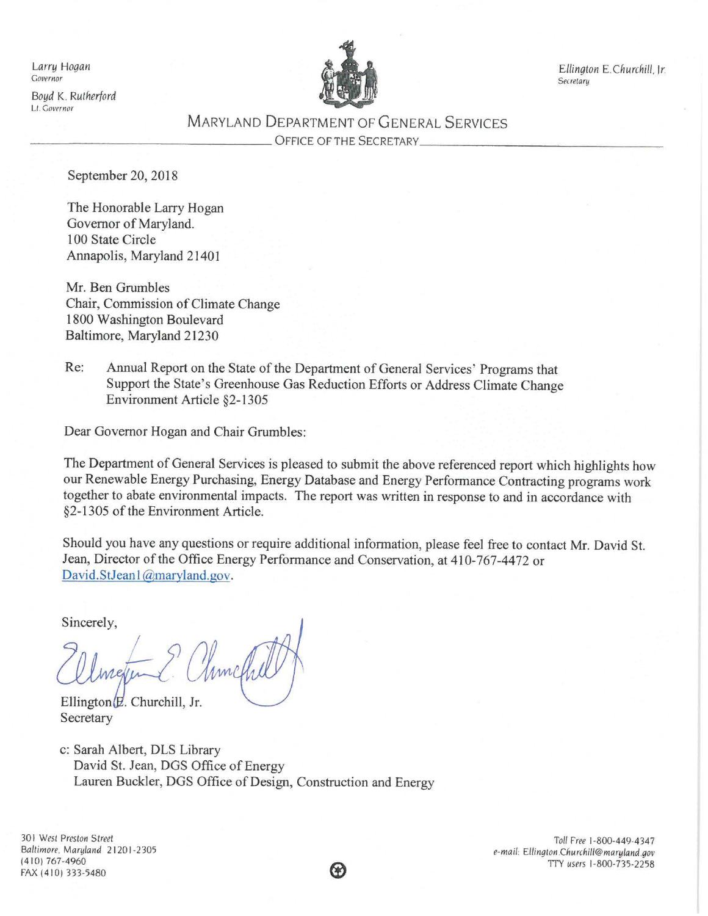Larry Hogan
Governor

Boyd K. Rutherford
Lt. Governor

Ellington E. Churchill, Jr.
Secretary

# MARYLAND DEPARTMENT OF GENERAL SERVICES

OFFICE OF THE SECRETARY

September 20, 2018

The Honorable Larry Hogan
Governor of Maryland.
100 State Circle
Annapolis, Maryland 21401

Mr. Ben Grumbles
Chair, Commission of Climate Change
1800 Washington Boulevard
Baltimore, Maryland 21230

Re: Annual Report on the State of the Department of General Services' Programs that Support the State's Greenhouse Gas Reduction Efforts or Address Climate Change Environment Article §2-1305

Dear Governor Hogan and Chair Grumbles:

The Department of General Services is pleased to submit the above referenced report which highlights how our Renewable Energy Purchasing, Energy Database and Energy Performance Contracting programs work together to abate environmental impacts. The report was written in response to and in accordance with §2-1305 of the Environment Article.

Should you have any questions or require additional information, please feel free to contact Mr. David St. Jean, Director of the Office Energy Performance and Conservation, at 410-767-4472 or David.StJean1@maryland.gov.

Sincerely,

Ellington E. Churchill, Jr.
Secretary

c: Sarah Albert, DLS Library
David St. Jean, DGS Office of Energy
Lauren Buckler, DGS Office of Design, Construction and Energy

301 West Preston Street
Baltimore, Maryland 21201-2305
(410) 767-4960
FAX (410) 333-5480

Toll Free 1-800-449-4347
e-mail: Ellington.Churchill@maryland.gov
TTY users 1-800-735-2258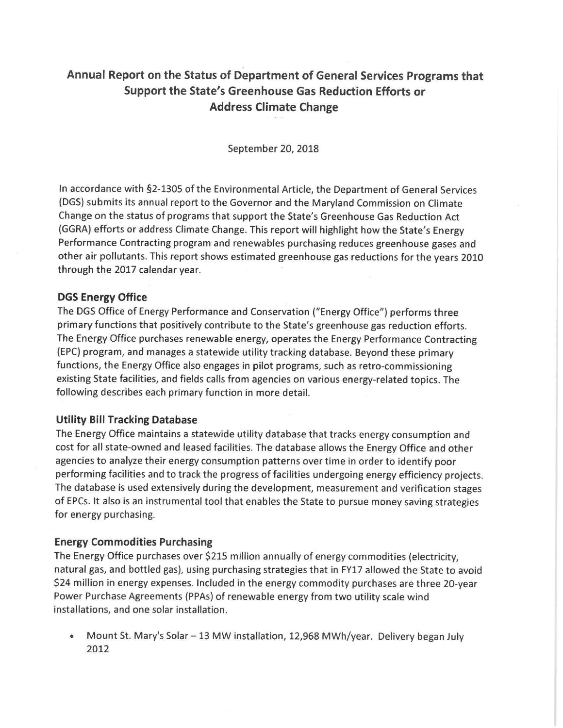# Annual Report on the Status of Department of General Services Programs that Support the State's Greenhouse Gas Reduction Efforts or Address Climate Change

September 20, 2018

In accordance with §2-1305 of the Environmental Article, the Department of General Services (DGS) submits its annual report to the Governor and the Maryland Commission on Climate Change on the status of programs that support the State's Greenhouse Gas Reduction Act (GGRA) efforts or address Climate Change. This report will highlight how the State's Energy Performance Contracting program and renewables purchasing reduces greenhouse gases and other air pollutants. This report shows estimated greenhouse gas reductions for the years 2010 through the 2017 calendar year.

## DGS Energy Office

The DGS Office of Energy Performance and Conservation ("Energy Office") performs three primary functions that positively contribute to the State's greenhouse gas reduction efforts. The Energy Office purchases renewable energy, operates the Energy Performance Contracting (EPC) program, and manages a statewide utility tracking database. Beyond these primary functions, the Energy Office also engages in pilot programs, such as retro-commissioning existing State facilities, and fields calls from agencies on various energy-related topics. The following describes each primary function in more detail.

## Utility Bill Tracking Database

The Energy Office maintains a statewide utility database that tracks energy consumption and cost for all state-owned and leased facilities. The database allows the Energy Office and other agencies to analyze their energy consumption patterns over time in order to identify poor performing facilities and to track the progress of facilities undergoing energy efficiency projects. The database is used extensively during the development, measurement and verification stages of EPCs. It also is an instrumental tool that enables the State to pursue money saving strategies for energy purchasing.

## Energy Commodities Purchasing

The Energy Office purchases over $215 million annually of energy commodities (electricity, natural gas, and bottled gas), using purchasing strategies that in FY17 allowed the State to avoid $24 million in energy expenses. Included in the energy commodity purchases are three 20-year Power Purchase Agreements (PPAs) of renewable energy from two utility scale wind installations, and one solar installation.

- Mount St. Mary's Solar – 13 MW installation, 12,968 MWh/year. Delivery began July 2012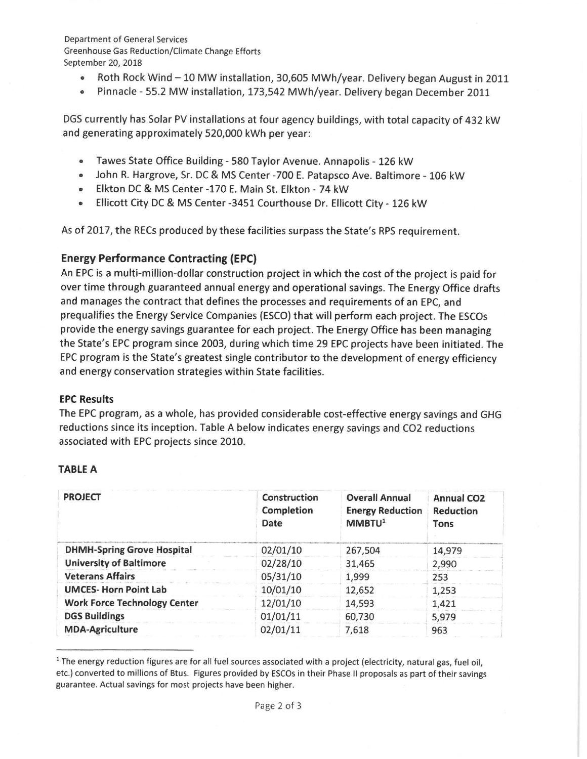- Roth Rock Wind – 10 MW installation, 30,605 MWh/year. Delivery began August in 2011
- Pinnacle - 55.2 MW installation, 173,542 MWh/year. Delivery began December 2011

DGS currently has Solar PV installations at four agency buildings, with total capacity of 432 kW and generating approximately 520,000 kWh per year:

- Tawes State Office Building - 580 Taylor Avenue. Annapolis - 126 kW
- John R. Hargrove, Sr. DC & MS Center -700 E. Patapsco Ave. Baltimore - 106 kW
- Elkton DC & MS Center -170 E. Main St. Elkton - 74 kW
- Ellicott City DC & MS Center -3451 Courthouse Dr. Ellicott City - 126 kW

As of 2017, the RECs produced by these facilities surpass the State's RPS requirement.

## Energy Performance Contracting (EPC)

An EPC is a multi-million-dollar construction project in which the cost of the project is paid for over time through guaranteed annual energy and operational savings. The Energy Office drafts and manages the contract that defines the processes and requirements of an EPC, and prequalifies the Energy Service Companies (ESCO) that will perform each project. The ESCOs provide the energy savings guarantee for each project. The Energy Office has been managing the State's EPC program since 2003, during which time 29 EPC projects have been initiated. The EPC program is the State's greatest single contributor to the development of energy efficiency and energy conservation strategies within State facilities.

### EPC Results

The EPC program, as a whole, has provided considerable cost-effective energy savings and GHG reductions since its inception. Table A below indicates energy savings and CO2 reductions associated with EPC projects since 2010.

**TABLE A**

| PROJECT | Construction Completion Date | Overall Annual Energy Reduction MMBTU[1] | Annual CO2 Reduction Tons |
|---|---|---|---|
| **DHMH-Spring Grove Hospital** | 02/01/10 | 267,504 | 14,979 |
| **University of Baltimore** | 02/28/10 | 31,465 | 2,990 |
| **Veterans Affairs** | 05/31/10 | 1,999 | 253 |
| **UMCES- Horn Point Lab** | 10/01/10 | 12,652 | 1,253 |
| **Work Force Technology Center** | 12/01/10 | 14,593 | 1,421 |
| **DGS Buildings** | 01/01/11 | 60,730 | 5,979 |
| **MDA-Agriculture** | 02/01/11 | 7,618 | 963 |

[1] The energy reduction figures are for all fuel sources associated with a project (electricity, natural gas, fuel oil, etc.) converted to millions of Btus. Figures provided by ESCOs in their Phase II proposals as part of their savings guarantee. Actual savings for most projects have been higher.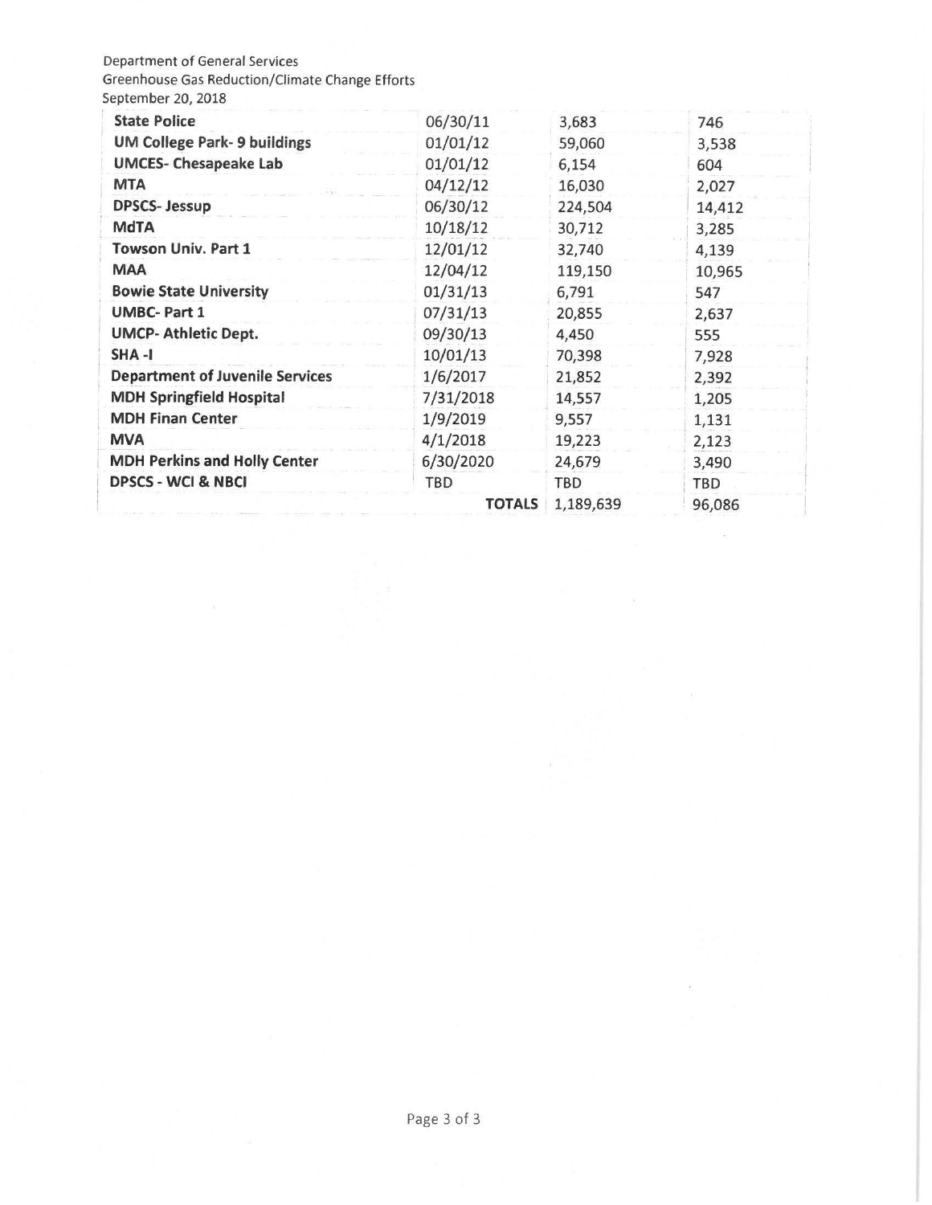Department of General Services
Greenhouse Gas Reduction/Climate Change Efforts
September 20, 2018

| | | | |
|---|---|---|---|
| **State Police** | 06/30/11 | 3,683 | 746 |
| **UM College Park- 9 buildings** | 01/01/12 | 59,060 | 3,538 |
| **UMCES- Chesapeake Lab** | 01/01/12 | 6,154 | 604 |
| **MTA** | 04/12/12 | 16,030 | 2,027 |
| **DPSCS- Jessup** | 06/30/12 | 224,504 | 14,412 |
| **MdTA** | 10/18/12 | 30,712 | 3,285 |
| **Towson Univ. Part 1** | 12/01/12 | 32,740 | 4,139 |
| **MAA** | 12/04/12 | 119,150 | 10,965 |
| **Bowie State University** | 01/31/13 | 6,791 | 547 |
| **UMBC- Part 1** | 07/31/13 | 20,855 | 2,637 |
| **UMCP- Athletic Dept.** | 09/30/13 | 4,450 | 555 |
| **SHA -I** | 10/01/13 | 70,398 | 7,928 |
| **Department of Juvenile Services** | 1/6/2017 | 21,852 | 2,392 |
| **MDH Springfield Hospital** | 7/31/2018 | 14,557 | 1,205 |
| **MDH Finan Center** | 1/9/2019 | 9,557 | 1,131 |
| **MVA** | 4/1/2018 | 19,223 | 2,123 |
| **MDH Perkins and Holly Center** | 6/30/2020 | 24,679 | 3,490 |
| **DPSCS - WCI & NBCI** | TBD | TBD | TBD |
| | **TOTALS** | 1,189,639 | 96,086 |